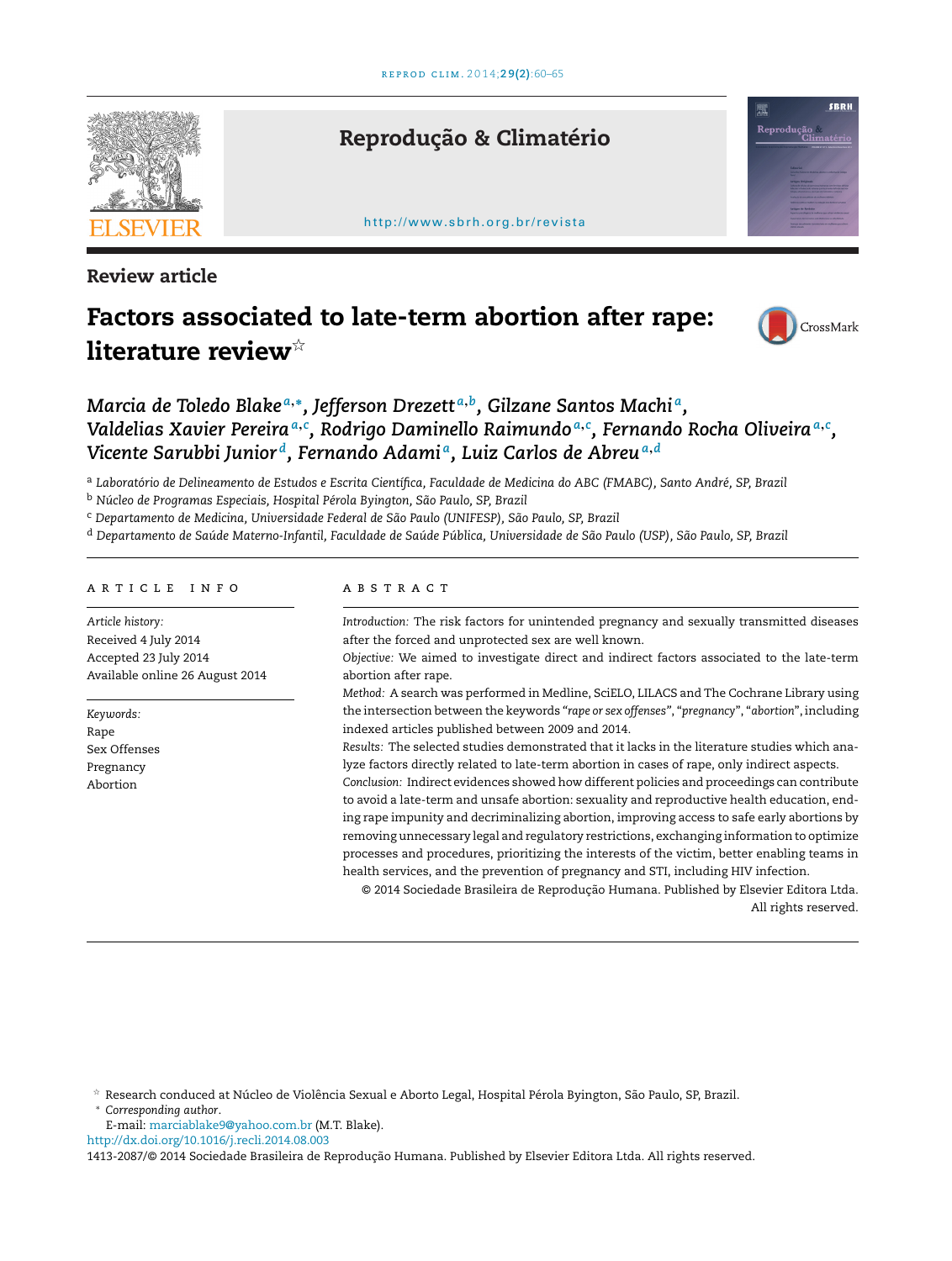Review article

# Factors associated to late-term abortion after rape: literature review[☆]

*Marcia de Toledo Blake*[a,*], *Jefferson Drezett*[a,b], *Gilzane Santos Machi*[a], *Valdelias Xavier Pereira*[a,c], *Rodrigo Daminello Raimundo*[a,c], *Fernando Rocha Oliveira*[a,c], *Vicente Sarubbi Junior*[d], *Fernando Adami*[a], *Luiz Carlos de Abreu*[a,d]

[a] *Laboratório de Delineamento de Estudos e Escrita Científica, Faculdade de Medicina do ABC (FMABC), Santo André, SP, Brazil*
[b] *Núcleo de Programas Especiais, Hospital Pérola Byington, São Paulo, SP, Brazil*
[c] *Departamento de Medicina, Universidade Federal de São Paulo (UNIFESP), São Paulo, SP, Brazil*
[d] *Departamento de Saúde Materno-Infantil, Faculdade de Saúde Pública, Universidade de São Paulo (USP), São Paulo, SP, Brazil*

## ARTICLE INFO

*Article history:*
Received 4 July 2014
Accepted 23 July 2014
Available online 26 August 2014

*Keywords:*
Rape
Sex Offenses
Pregnancy
Abortion

## ABSTRACT

*Introduction:* The risk factors for unintended pregnancy and sexually transmitted diseases after the forced and unprotected sex are well known.

*Objective:* We aimed to investigate direct and indirect factors associated to the late-term abortion after rape.

*Method:* A search was performed in Medline, SciELO, LILACS and The Cochrane Library using the intersection between the keywords "*rape or sex offenses*", "*pregnancy*", "*abortion*", including indexed articles published between 2009 and 2014.

*Results:* The selected studies demonstrated that it lacks in the literature studies which analyze factors directly related to late-term abortion in cases of rape, only indirect aspects.

*Conclusion:* Indirect evidences showed how different policies and proceedings can contribute to avoid a late-term and unsafe abortion: sexuality and reproductive health education, ending rape impunity and decriminalizing abortion, improving access to safe early abortions by removing unnecessary legal and regulatory restrictions, exchanging information to optimize processes and procedures, prioritizing the interests of the victim, better enabling teams in health services, and the prevention of pregnancy and STI, including HIV infection.

© 2014 Sociedade Brasileira de Reprodução Humana. Published by Elsevier Editora Ltda. All rights reserved.

---

☆ Research conducted at Núcleo de Violência Sexual e Aborto Legal, Hospital Pérola Byington, São Paulo, SP, Brazil.
\* *Corresponding author.*
E-mail: marciablake9@yahoo.com.br (M.T. Blake).
http://dx.doi.org/10.1016/j.recli.2014.08.003
1413-2087/© 2014 Sociedade Brasileira de Reprodução Humana. Published by Elsevier Editora Ltda. All rights reserved.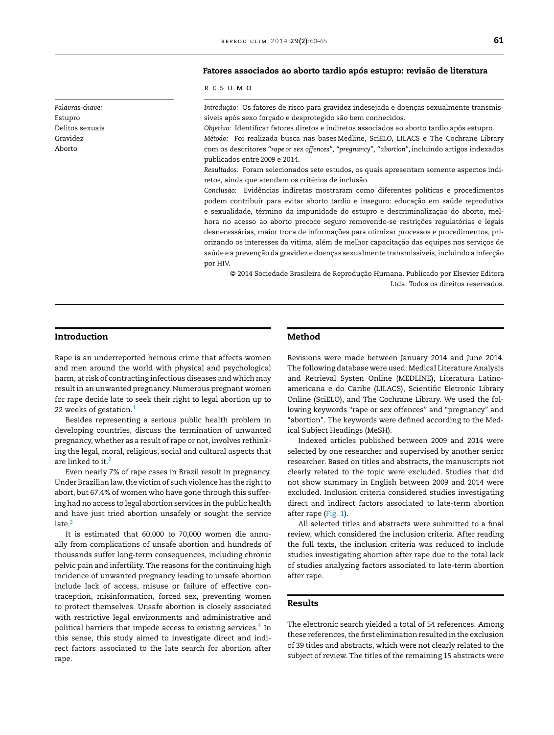## Fatores associados ao aborto tardio após estupro: revisão de literatura

RESUMO

*Palavras-chave:*
Estupro
Delitos sexuais
Gravidez
Aborto

*Introdução:* Os fatores de risco para gravidez indesejada e doenças sexualmente transmissíveis após sexo forçado e desprotegido são bem conhecidos.

*Objetivo:* Identificar fatores diretos e indiretos associados ao aborto tardio após estupro.

*Método:* Foi realizada busca nas bases Medline, SciELO, LILACS e The Cochrane Library com os descritores *"rape or sex offences"*, *"pregnancy"*, *"abortion"*, incluindo artigos indexados publicados entre 2009 e 2014.

*Resultados:* Foram selecionados sete estudos, os quais apresentam somente aspectos indiretos, ainda que atendam os critérios de inclusão.

*Conclusão:* Evidências indiretas mostraram como diferentes políticas e procedimentos podem contribuir para evitar aborto tardio e inseguro: educação em saúde reprodutiva e sexualidade, término da impunidade do estupro e descriminalização do aborto, melhora no acesso ao aborto precoce seguro removendo-se restrições regulatórias e legais desnecessárias, maior troca de informações para otimizar processos e procedimentos, priorizando os interesses da vítima, além de melhor capacitação das equipes nos serviços de saúde e a prevenção da gravidez e doenças sexualmente transmissíveis, incluindo a infecção por HIV.

© 2014 Sociedade Brasileira de Reprodução Humana. Publicado por Elsevier Editora Ltda. Todos os direitos reservados.

## Introduction

Rape is an underreported heinous crime that affects women and men around the world with physical and psychological harm, at risk of contracting infectious diseases and which may result in an unwanted pregnancy. Numerous pregnant women for rape decide late to seek their right to legal abortion up to 22 weeks of gestation.[1]

Besides representing a serious public health problem in developing countries, discuss the termination of unwanted pregnancy, whether as a result of rape or not, involves rethinking the legal, moral, religious, social and cultural aspects that are linked to it.[2]

Even nearly 7% of rape cases in Brazil result in pregnancy. Under Brazilian law, the victim of such violence has the right to abort, but 67.4% of women who have gone through this suffering had no access to legal abortion services in the public health and have just tried abortion unsafely or sought the service late.[3]

It is estimated that 60,000 to 70,000 women die annually from complications of unsafe abortion and hundreds of thousands suffer long-term consequences, including chronic pelvic pain and infertility. The reasons for the continuing high incidence of unwanted pregnancy leading to unsafe abortion include lack of access, misuse or failure of effective contraception, misinformation, forced sex, preventing women to protect themselves. Unsafe abortion is closely associated with restrictive legal environments and administrative and political barriers that impede access to existing services.[4] In this sense, this study aimed to investigate direct and indirect factors associated to the late search for abortion after rape.

## Method

Revisions were made between January 2014 and June 2014. The following database were used: Medical Literature Analysis and Retrieval Systen Online (MEDLINE), Literatura Latino-americana e do Caribe (LILACS), Scientific Eletronic Library Online (SciELO), and The Cochrane Library. We used the following keywords "rape or sex offences" and "pregnancy" and "abortion". The keywords were defined according to the Medical Subject Headings (MeSH).

Indexed articles published between 2009 and 2014 were selected by one researcher and supervised by another senior researcher. Based on titles and abstracts, the manuscripts not clearly related to the topic were excluded. Studies that did not show summary in English between 2009 and 2014 were excluded. Inclusion criteria considered studies investigating direct and indirect factors associated to late-term abortion after rape (Fig. 1).

All selected titles and abstracts were submitted to a final review, which considered the inclusion criteria. After reading the full texts, the inclusion criteria was reduced to include studies investigating abortion after rape due to the total lack of studies analyzing factors associated to late-term abortion after rape.

## Results

The electronic search yielded a total of 54 references. Among these references, the first elimination resulted in the exclusion of 39 titles and abstracts, which were not clearly related to the subject of review. The titles of the remaining 15 abstracts were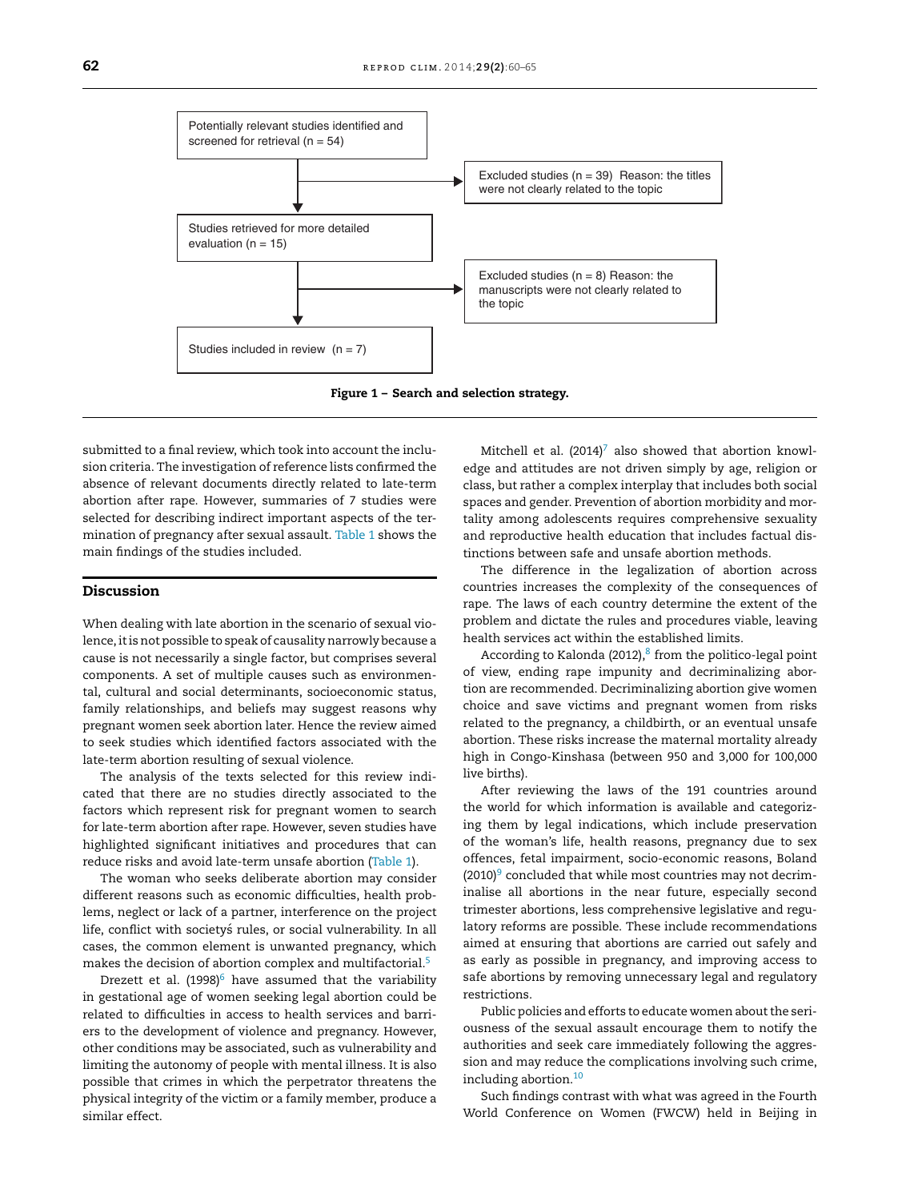Potentially relevant studies identified and screened for retrieval (n = 54)

Excluded studies (n = 39) Reason: the titles were not clearly related to the topic

Studies retrieved for more detailed evaluation (n = 15)

Excluded studies (n = 8) Reason: the manuscripts were not clearly related to the topic

Studies included in review (n = 7)

**Figure 1 – Search and selection strategy.**

submitted to a final review, which took into account the inclusion criteria. The investigation of reference lists confirmed the absence of relevant documents directly related to late-term abortion after rape. However, summaries of 7 studies were selected for describing indirect important aspects of the termination of pregnancy after sexual assault. Table 1 shows the main findings of the studies included.

## Discussion

When dealing with late abortion in the scenario of sexual violence, it is not possible to speak of causality narrowly because a cause is not necessarily a single factor, but comprises several components. A set of multiple causes such as environmental, cultural and social determinants, socioeconomic status, family relationships, and beliefs may suggest reasons why pregnant women seek abortion later. Hence the review aimed to seek studies which identified factors associated with the late-term abortion resulting of sexual violence.

The analysis of the texts selected for this review indicated that there are no studies directly associated to the factors which represent risk for pregnant women to search for late-term abortion after rape. However, seven studies have highlighted significant initiatives and procedures that can reduce risks and avoid late-term unsafe abortion (Table 1).

The woman who seeks deliberate abortion may consider different reasons such as economic difficulties, health problems, neglect or lack of a partner, interference on the project life, conflict with societyś rules, or social vulnerability. In all cases, the common element is unwanted pregnancy, which makes the decision of abortion complex and multifactorial.[5]

Drezett et al. (1998)[6] have assumed that the variability in gestational age of women seeking legal abortion could be related to difficulties in access to health services and barriers to the development of violence and pregnancy. However, other conditions may be associated, such as vulnerability and limiting the autonomy of people with mental illness. It is also possible that crimes in which the perpetrator threatens the physical integrity of the victim or a family member, produce a similar effect.

Mitchell et al. (2014)[7] also showed that abortion knowledge and attitudes are not driven simply by age, religion or class, but rather a complex interplay that includes both social spaces and gender. Prevention of abortion morbidity and mortality among adolescents requires comprehensive sexuality and reproductive health education that includes factual distinctions between safe and unsafe abortion methods.

The difference in the legalization of abortion across countries increases the complexity of the consequences of rape. The laws of each country determine the extent of the problem and dictate the rules and procedures viable, leaving health services act within the established limits.

According to Kalonda (2012),[8] from the politico-legal point of view, ending rape impunity and decriminalizing abortion are recommended. Decriminalizing abortion give women choice and save victims and pregnant women from risks related to the pregnancy, a childbirth, or an eventual unsafe abortion. These risks increase the maternal mortality already high in Congo-Kinshasa (between 950 and 3,000 for 100,000 live births).

After reviewing the laws of the 191 countries around the world for which information is available and categorizing them by legal indications, which include preservation of the woman's life, health reasons, pregnancy due to sex offences, fetal impairment, socio-economic reasons, Boland (2010)[9] concluded that while most countries may not decriminalise all abortions in the near future, especially second trimester abortions, less comprehensive legislative and regulatory reforms are possible. These include recommendations aimed at ensuring that abortions are carried out safely and as early as possible in pregnancy, and improving access to safe abortions by removing unnecessary legal and regulatory restrictions.

Public policies and efforts to educate women about the seriousness of the sexual assault encourage them to notify the authorities and seek care immediately following the aggression and may reduce the complications involving such crime, including abortion.[10]

Such findings contrast with what was agreed in the Fourth World Conference on Women (FWCW) held in Beijing in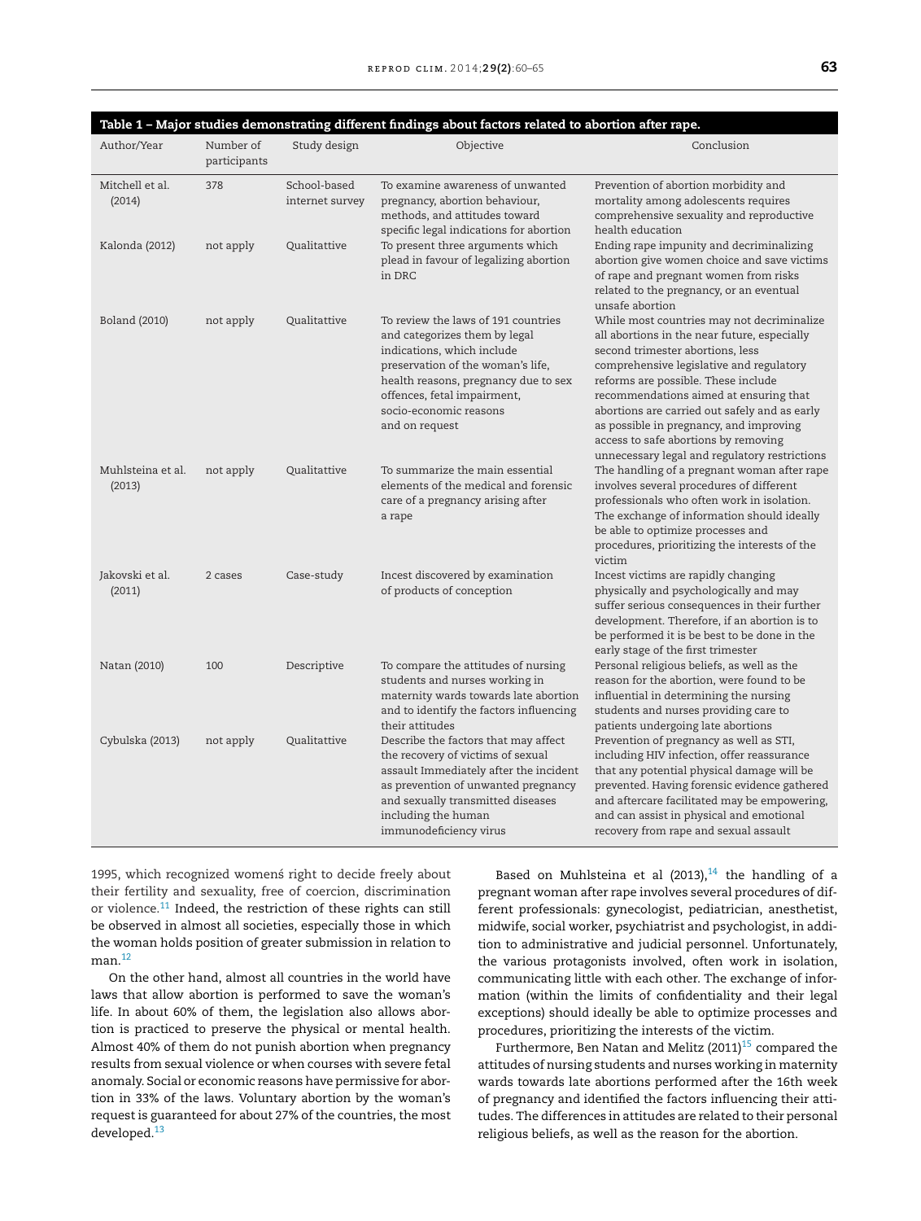**Table 1 – Major studies demonstrating different findings about factors related to abortion after rape.**

| Author/Year | Number of participants | Study design | Objective | Conclusion |
|---|---|---|---|---|
| Mitchell et al. (2014) | 378 | School-based internet survey | To examine awareness of unwanted pregnancy, abortion behaviour, methods, and attitudes toward specific legal indications for abortion | Prevention of abortion morbidity and mortality among adolescents requires comprehensive sexuality and reproductive health education |
| Kalonda (2012) | not apply | Qualitattive | To present three arguments which plead in favour of legalizing abortion in DRC | Ending rape impunity and decriminalizing abortion give women choice and save victims of rape and pregnant women from risks related to the pregnancy, or an eventual unsafe abortion |
| Boland (2010) | not apply | Qualitattive | To review the laws of 191 countries and categorizes them by legal indications, which include preservation of the woman's life, health reasons, pregnancy due to sex offences, fetal impairment, socio-economic reasons and on request | While most countries may not decriminalize all abortions in the near future, especially second trimester abortions, less comprehensive legislative and regulatory reforms are possible. These include recommendations aimed at ensuring that abortions are carried out safely and as early as possible in pregnancy, and improving access to safe abortions by removing unnecessary legal and regulatory restrictions |
| Muhlsteina et al. (2013) | not apply | Qualitattive | To summarize the main essential elements of the medical and forensic care of a pregnancy arising after a rape | The handling of a pregnant woman after rape involves several procedures of different professionals who often work in isolation. The exchange of information should ideally be able to optimize processes and procedures, prioritizing the interests of the victim |
| Jakovski et al. (2011) | 2 cases | Case-study | Incest discovered by examination of products of conception | Incest victims are rapidly changing physically and psychologically and may suffer serious consequences in their further development. Therefore, if an abortion is to be performed it is be best to be done in the early stage of the first trimester |
| Natan (2010) | 100 | Descriptive | To compare the attitudes of nursing students and nurses working in maternity wards towards late abortion and to identify the factors influencing their attitudes | Personal religious beliefs, as well as the reason for the abortion, were found to be influential in determining the nursing students and nurses providing care to patients undergoing late abortions |
| Cybulska (2013) | not apply | Qualitattive | Describe the factors that may affect the recovery of victims of sexual assault Immediately after the incident as prevention of unwanted pregnancy and sexually transmitted diseases including the human immunodeficiency virus | Prevention of pregnancy as well as STI, including HIV infection, offer reassurance that any potential physical damage will be prevented. Having forensic evidence gathered and aftercare facilitated may be empowering, and can assist in physical and emotional recovery from rape and sexual assault |

1995, which recognized womenś right to decide freely about their fertility and sexuality, free of coercion, discrimination or violence.[11] Indeed, the restriction of these rights can still be observed in almost all societies, especially those in which the woman holds position of greater submission in relation to man.[12]

On the other hand, almost all countries in the world have laws that allow abortion is performed to save the woman's life. In about 60% of them, the legislation also allows abortion is practiced to preserve the physical or mental health. Almost 40% of them do not punish abortion when pregnancy results from sexual violence or when courses with severe fetal anomaly. Social or economic reasons have permissive for abortion in 33% of the laws. Voluntary abortion by the woman's request is guaranteed for about 27% of the countries, the most developed.[13]

Based on Muhlsteina et al (2013),[14] the handling of a pregnant woman after rape involves several procedures of different professionals: gynecologist, pediatrician, anesthetist, midwife, social worker, psychiatrist and psychologist, in addition to administrative and judicial personnel. Unfortunately, the various protagonists involved, often work in isolation, communicating little with each other. The exchange of information (within the limits of confidentiality and their legal exceptions) should ideally be able to optimize processes and procedures, prioritizing the interests of the victim.

Furthermore, Ben Natan and Melitz (2011)[15] compared the attitudes of nursing students and nurses working in maternity wards towards late abortions performed after the 16th week of pregnancy and identified the factors influencing their attitudes. The differences in attitudes are related to their personal religious beliefs, as well as the reason for the abortion.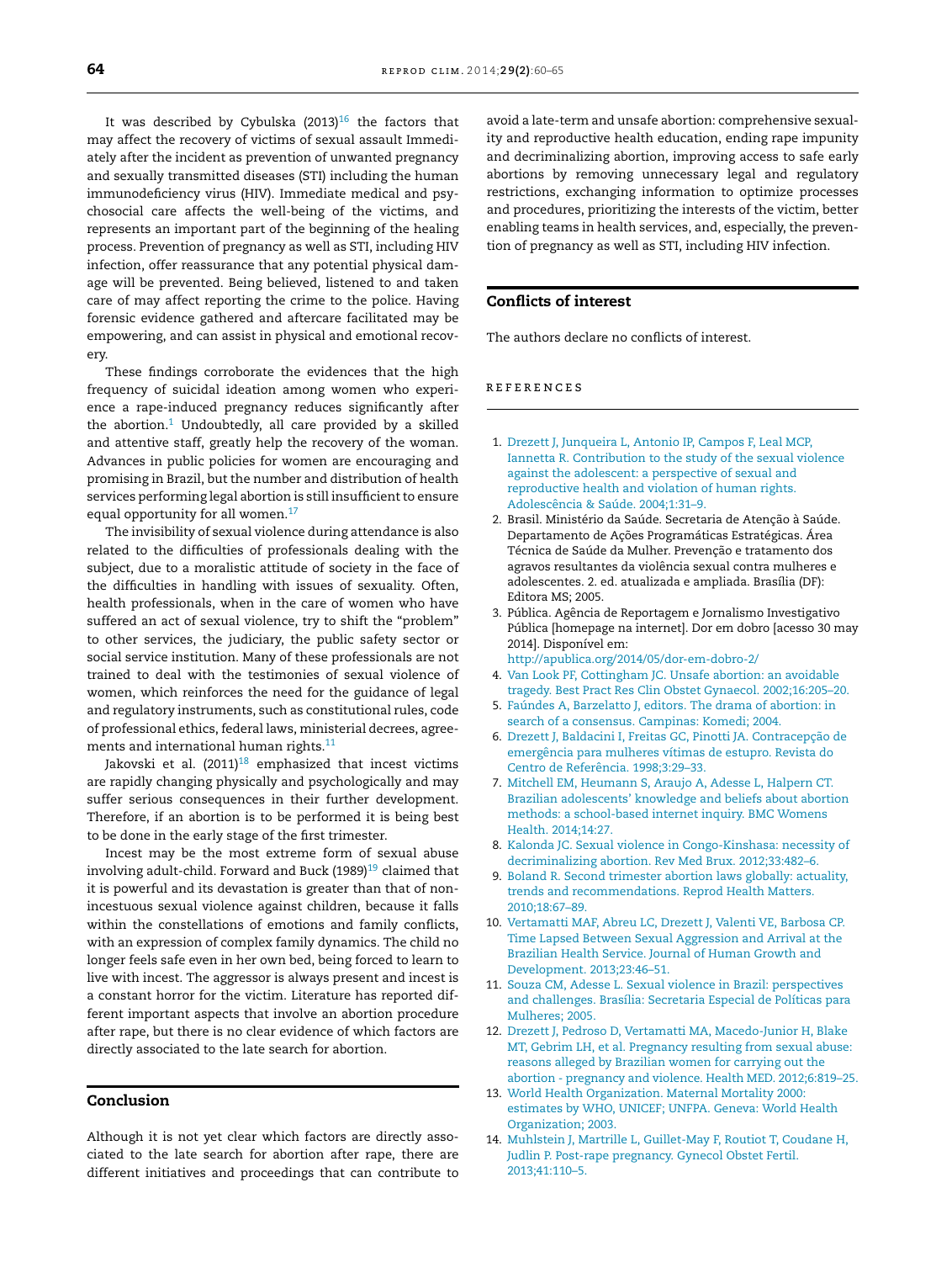It was described by Cybulska (2013)[16] the factors that may affect the recovery of victims of sexual assault Immediately after the incident as prevention of unwanted pregnancy and sexually transmitted diseases (STI) including the human immunodeficiency virus (HIV). Immediate medical and psychosocial care affects the well-being of the victims, and represents an important part of the beginning of the healing process. Prevention of pregnancy as well as STI, including HIV infection, offer reassurance that any potential physical damage will be prevented. Being believed, listened to and taken care of may affect reporting the crime to the police. Having forensic evidence gathered and aftercare facilitated may be empowering, and can assist in physical and emotional recovery.

These findings corroborate the evidences that the high frequency of suicidal ideation among women who experience a rape-induced pregnancy reduces significantly after the abortion.[1] Undoubtedly, all care provided by a skilled and attentive staff, greatly help the recovery of the woman. Advances in public policies for women are encouraging and promising in Brazil, but the number and distribution of health services performing legal abortion is still insufficient to ensure equal opportunity for all women.[17]

The invisibility of sexual violence during attendance is also related to the difficulties of professionals dealing with the subject, due to a moralistic attitude of society in the face of the difficulties in handling with issues of sexuality. Often, health professionals, when in the care of women who have suffered an act of sexual violence, try to shift the "problem" to other services, the judiciary, the public safety sector or social service institution. Many of these professionals are not trained to deal with the testimonies of sexual violence of women, which reinforces the need for the guidance of legal and regulatory instruments, such as constitutional rules, code of professional ethics, federal laws, ministerial decrees, agreements and international human rights.[11]

Jakovski et al. (2011)[18] emphasized that incest victims are rapidly changing physically and psychologically and may suffer serious consequences in their further development. Therefore, if an abortion is to be performed it is being best to be done in the early stage of the first trimester.

Incest may be the most extreme form of sexual abuse involving adult-child. Forward and Buck (1989)[19] claimed that it is powerful and its devastation is greater than that of non-incestuous sexual violence against children, because it falls within the constellations of emotions and family conflicts, with an expression of complex family dynamics. The child no longer feels safe even in her own bed, being forced to learn to live with incest. The aggressor is always present and incest is a constant horror for the victim. Literature has reported different important aspects that involve an abortion procedure after rape, but there is no clear evidence of which factors are directly associated to the late search for abortion.

## Conclusion

Although it is not yet clear which factors are directly associated to the late search for abortion after rape, there are different initiatives and proceedings that can contribute to avoid a late-term and unsafe abortion: comprehensive sexuality and reproductive health education, ending rape impunity and decriminalizing abortion, improving access to safe early abortions by removing unnecessary legal and regulatory restrictions, exchanging information to optimize processes and procedures, prioritizing the interests of the victim, better enabling teams in health services, and, especially, the prevention of pregnancy as well as STI, including HIV infection.

## Conflicts of interest

The authors declare no conflicts of interest.

## References

1. Drezett J, Junqueira L, Antonio IP, Campos F, Leal MCP, Iannetta R. Contribution to the study of the sexual violence against the adolescent: a perspective of sexual and reproductive health and violation of human rights. Adolescência & Saúde. 2004;1:31–9.
2. Brasil. Ministério da Saúde. Secretaria de Atenção à Saúde. Departamento de Ações Programáticas Estratégicas. Área Técnica de Saúde da Mulher. Prevenção e tratamento dos agravos resultantes da violência sexual contra mulheres e adolescentes. 2. ed. atualizada e ampliada. Brasília (DF): Editora MS; 2005.
3. Pública. Agência de Reportagem e Jornalismo Investigativo Pública [homepage na internet]. Dor em dobro [acesso 30 may 2014]. Disponível em: http://apublica.org/2014/05/dor-em-dobro-2/
4. Van Look PF, Cottingham JC. Unsafe abortion: an avoidable tragedy. Best Pract Res Clin Obstet Gynaecol. 2002;16:205–20.
5. Faúndes A, Barzelatto J, editors. The drama of abortion: in search of a consensus. Campinas: Komedi; 2004.
6. Drezett J, Baldacini I, Freitas GC, Pinotti JA. Contracepção de emergência para mulheres vítimas de estupro. Revista do Centro de Referência. 1998;3:29–33.
7. Mitchell EM, Heumann S, Araujo A, Adesse L, Halpern CT. Brazilian adolescents' knowledge and beliefs about abortion methods: a school-based internet inquiry. BMC Womens Health. 2014;14:27.
8. Kalonda JC. Sexual violence in Congo-Kinshasa: necessity of decriminalizing abortion. Rev Med Brux. 2012;33:482–6.
9. Boland R. Second trimester abortion laws globally: actuality, trends and recommendations. Reprod Health Matters. 2010;18:67–89.
10. Vertamatti MAF, Abreu LC, Drezett J, Valenti VE, Barbosa CP. Time Lapsed Between Sexual Aggression and Arrival at the Brazilian Health Service. Journal of Human Growth and Development. 2013;23:46–51.
11. Souza CM, Adesse L. Sexual violence in Brazil: perspectives and challenges. Brasília: Secretaria Especial de Políticas para Mulheres; 2005.
12. Drezett J, Pedroso D, Vertamatti MA, Macedo-Junior H, Blake MT, Gebrim LH, et al. Pregnancy resulting from sexual abuse: reasons alleged by Brazilian women for carrying out the abortion - pregnancy and violence. Health MED. 2012;6:819–25.
13. World Health Organization. Maternal Mortality 2000: estimates by WHO, UNICEF; UNFPA. Geneva: World Health Organization; 2003.
14. Muhlstein J, Martrille L, Guillet-May F, Routiot T, Coudane H, Judlin P. Post-rape pregnancy. Gynecol Obstet Fertil. 2013;41:110–5.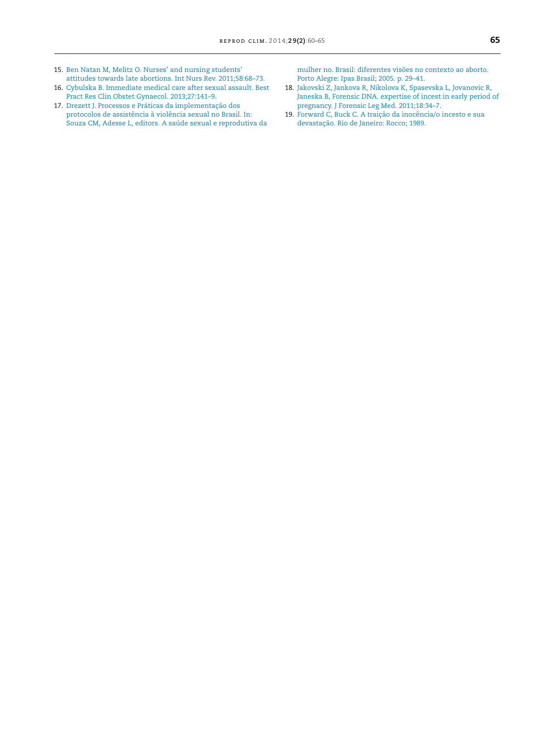15. Ben Natan M, Melitz O. Nurses' and nursing students' attitudes towards late abortions. Int Nurs Rev. 2011;58:68–73.
16. Cybulska B. Immediate medical care after sexual assault. Best Pract Res Clin Obstet Gynaecol. 2013;27:141–9.
17. Drezett J. Processos e Práticas da implementação dos protocolos de assistência à violência sexual no Brasil. In: Souza CM, Adesse L, editors. A saúde sexual e reprodutiva da mulher no. Brasil: diferentes visões no contexto ao aborto. Porto Alegre: Ipas Brasil; 2005. p. 29–41.
18. Jakovski Z, Jankova R, Nikolova K, Spasevska L, Jovanovic R, Janeska B, Forensic DNA. expertise of incest in early period of pregnancy. J Forensic Leg Med. 2011;18:34–7.
19. Forward C, Buck C. A traição da inocência/o incesto e sua devastação. Rio de Janeiro: Rocco; 1989.